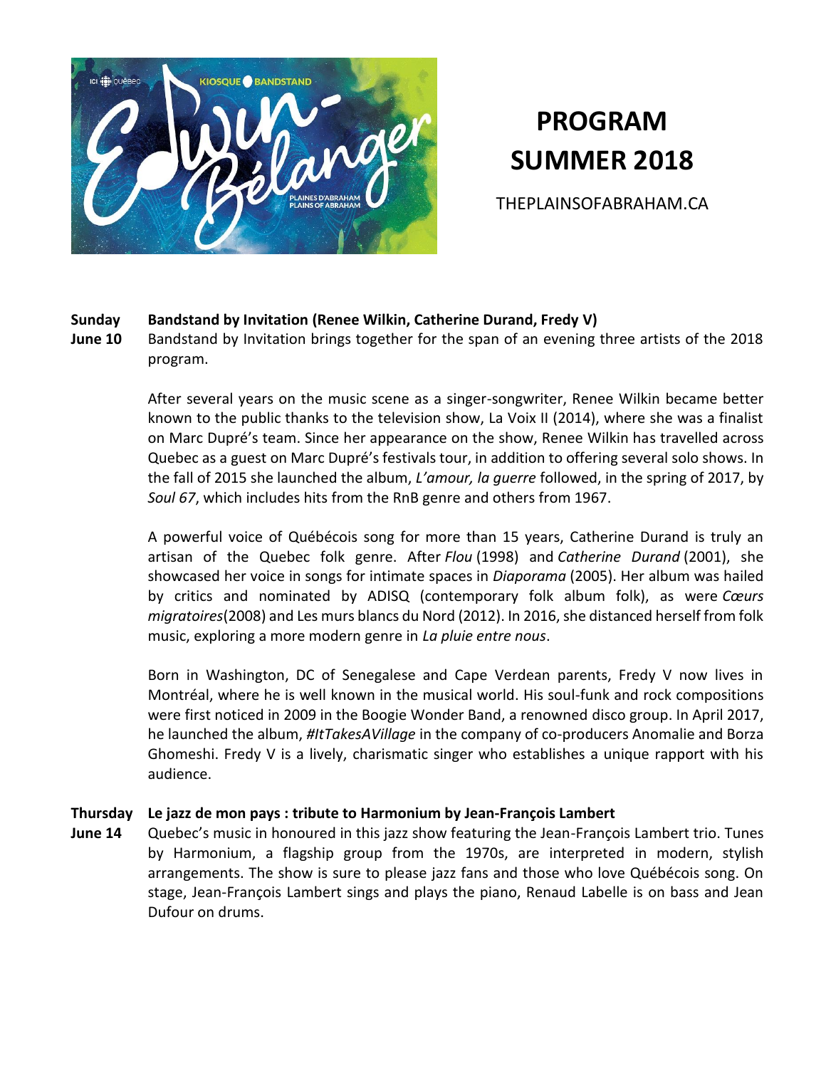# PROGRAM SUMMER 2018

THEPLAINSOFABRAHAM.CA

**Sunday June 10** **Bandstand by Invitation (Renee Wilkin, Catherine Durand, Fredy V)**

Bandstand by Invitation brings together for the span of an evening three artists of the 2018 program.

After several years on the music scene as a singer-songwriter, Renee Wilkin became better known to the public thanks to the television show, La Voix II (2014), where she was a finalist on Marc Dupré's team. Since her appearance on the show, Renee Wilkin has travelled across Quebec as a guest on Marc Dupré's festivals tour, in addition to offering several solo shows. In the fall of 2015 she launched the album, *L'amour, la guerre* followed, in the spring of 2017, by *Soul 67*, which includes hits from the RnB genre and others from 1967.

A powerful voice of Québécois song for more than 15 years, Catherine Durand is truly an artisan of the Quebec folk genre. After *Flou* (1998) and *Catherine Durand* (2001), she showcased her voice in songs for intimate spaces in *Diaporama* (2005). Her album was hailed by critics and nominated by ADISQ (contemporary folk album folk), as were *Cœurs migratoires*(2008) and Les murs blancs du Nord (2012). In 2016, she distanced herself from folk music, exploring a more modern genre in *La pluie entre nous*.

Born in Washington, DC of Senegalese and Cape Verdean parents, Fredy V now lives in Montréal, where he is well known in the musical world. His soul-funk and rock compositions were first noticed in 2009 in the Boogie Wonder Band, a renowned disco group. In April 2017, he launched the album, *#ItTakesAVillage* in the company of co-producers Anomalie and Borza Ghomeshi. Fredy V is a lively, charismatic singer who establishes a unique rapport with his audience.

**Thursday June 14** **Le jazz de mon pays : tribute to Harmonium by Jean-François Lambert**

Quebec's music in honoured in this jazz show featuring the Jean-François Lambert trio. Tunes by Harmonium, a flagship group from the 1970s, are interpreted in modern, stylish arrangements. The show is sure to please jazz fans and those who love Québécois song. On stage, Jean-François Lambert sings and plays the piano, Renaud Labelle is on bass and Jean Dufour on drums.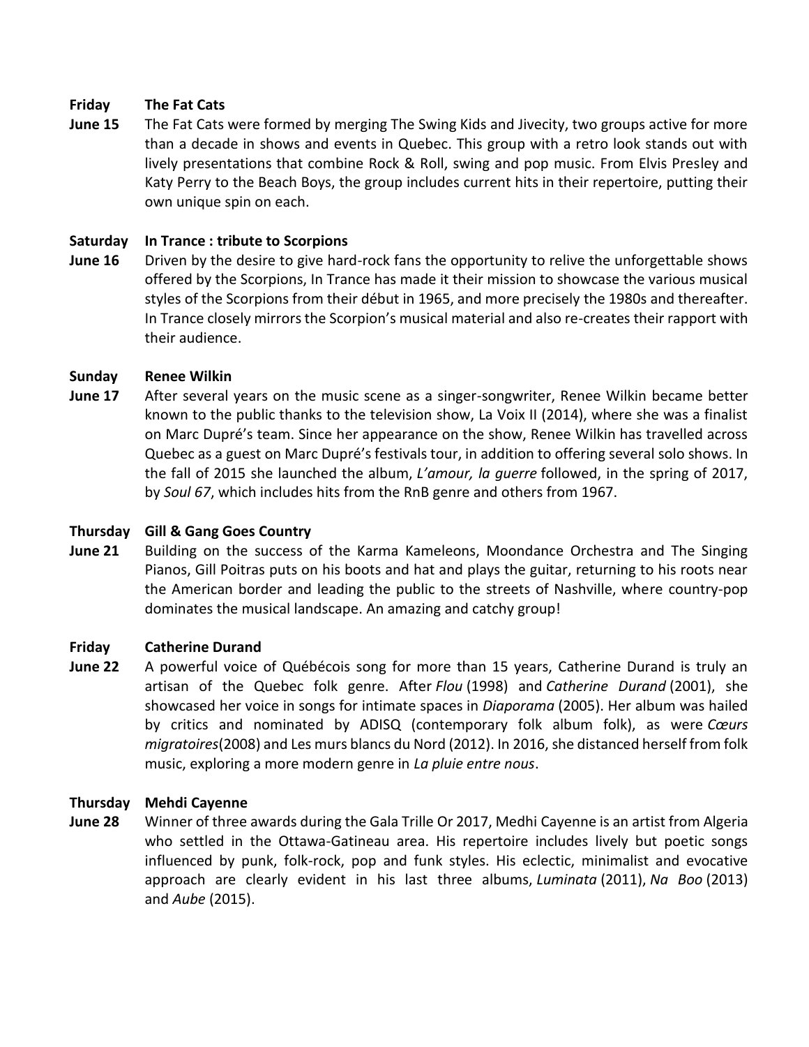**Friday June 15** **The Fat Cats**

The Fat Cats were formed by merging The Swing Kids and Jivecity, two groups active for more than a decade in shows and events in Quebec. This group with a retro look stands out with lively presentations that combine Rock & Roll, swing and pop music. From Elvis Presley and Katy Perry to the Beach Boys, the group includes current hits in their repertoire, putting their own unique spin on each.

**Saturday June 16** **In Trance : tribute to Scorpions**

Driven by the desire to give hard-rock fans the opportunity to relive the unforgettable shows offered by the Scorpions, In Trance has made it their mission to showcase the various musical styles of the Scorpions from their début in 1965, and more precisely the 1980s and thereafter. In Trance closely mirrors the Scorpion's musical material and also re-creates their rapport with their audience.

**Sunday June 17** **Renee Wilkin**

After several years on the music scene as a singer-songwriter, Renee Wilkin became better known to the public thanks to the television show, La Voix II (2014), where she was a finalist on Marc Dupré's team. Since her appearance on the show, Renee Wilkin has travelled across Quebec as a guest on Marc Dupré's festivals tour, in addition to offering several solo shows. In the fall of 2015 she launched the album, *L'amour, la guerre* followed, in the spring of 2017, by *Soul 67*, which includes hits from the RnB genre and others from 1967.

**Thursday June 21** **Gill & Gang Goes Country**

Building on the success of the Karma Kameleons, Moondance Orchestra and The Singing Pianos, Gill Poitras puts on his boots and hat and plays the guitar, returning to his roots near the American border and leading the public to the streets of Nashville, where country-pop dominates the musical landscape. An amazing and catchy group!

**Friday June 22** **Catherine Durand**

A powerful voice of Québécois song for more than 15 years, Catherine Durand is truly an artisan of the Quebec folk genre. After *Flou* (1998) and *Catherine Durand* (2001), she showcased her voice in songs for intimate spaces in *Diaporama* (2005). Her album was hailed by critics and nominated by ADISQ (contemporary folk album folk), as were *Cœurs migratoires*(2008) and Les murs blancs du Nord (2012). In 2016, she distanced herself from folk music, exploring a more modern genre in *La pluie entre nous*.

**Thursday June 28** **Mehdi Cayenne**

Winner of three awards during the Gala Trille Or 2017, Medhi Cayenne is an artist from Algeria who settled in the Ottawa-Gatineau area. His repertoire includes lively but poetic songs influenced by punk, folk-rock, pop and funk styles. His eclectic, minimalist and evocative approach are clearly evident in his last three albums, *Luminata* (2011), *Na Boo* (2013) and *Aube* (2015).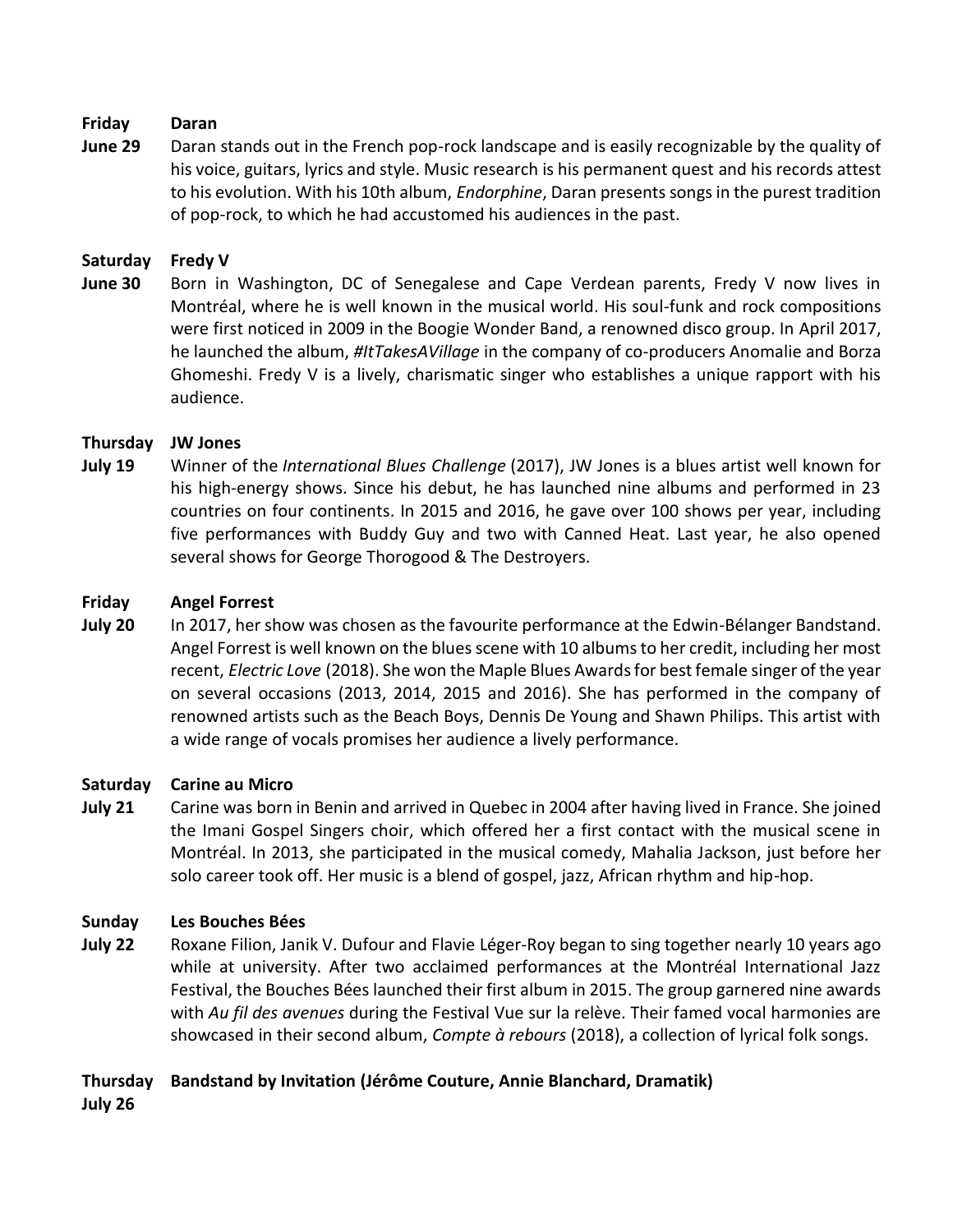**Friday June 29** — **Daran**

Daran stands out in the French pop-rock landscape and is easily recognizable by the quality of his voice, guitars, lyrics and style. Music research is his permanent quest and his records attest to his evolution. With his 10th album, *Endorphine*, Daran presents songs in the purest tradition of pop-rock, to which he had accustomed his audiences in the past.

**Saturday June 30** — **Fredy V**

Born in Washington, DC of Senegalese and Cape Verdean parents, Fredy V now lives in Montréal, where he is well known in the musical world. His soul-funk and rock compositions were first noticed in 2009 in the Boogie Wonder Band, a renowned disco group. In April 2017, he launched the album, *#ItTakesAVillage* in the company of co-producers Anomalie and Borza Ghomeshi. Fredy V is a lively, charismatic singer who establishes a unique rapport with his audience.

**Thursday July 19** — **JW Jones**

Winner of the *International Blues Challenge* (2017), JW Jones is a blues artist well known for his high-energy shows. Since his debut, he has launched nine albums and performed in 23 countries on four continents. In 2015 and 2016, he gave over 100 shows per year, including five performances with Buddy Guy and two with Canned Heat. Last year, he also opened several shows for George Thorogood & The Destroyers.

**Friday July 20** — **Angel Forrest**

In 2017, her show was chosen as the favourite performance at the Edwin-Bélanger Bandstand. Angel Forrest is well known on the blues scene with 10 albums to her credit, including her most recent, *Electric Love* (2018). She won the Maple Blues Awards for best female singer of the year on several occasions (2013, 2014, 2015 and 2016). She has performed in the company of renowned artists such as the Beach Boys, Dennis De Young and Shawn Philips. This artist with a wide range of vocals promises her audience a lively performance.

**Saturday July 21** — **Carine au Micro**

Carine was born in Benin and arrived in Quebec in 2004 after having lived in France. She joined the Imani Gospel Singers choir, which offered her a first contact with the musical scene in Montréal. In 2013, she participated in the musical comedy, Mahalia Jackson, just before her solo career took off. Her music is a blend of gospel, jazz, African rhythm and hip-hop.

**Sunday July 22** — **Les Bouches Bées**

Roxane Filion, Janik V. Dufour and Flavie Léger-Roy began to sing together nearly 10 years ago while at university. After two acclaimed performances at the Montréal International Jazz Festival, the Bouches Bées launched their first album in 2015. The group garnered nine awards with *Au fil des avenues* during the Festival Vue sur la relève. Their famed vocal harmonies are showcased in their second album, *Compte à rebours* (2018), a collection of lyrical folk songs.

**Thursday July 26** — **Bandstand by Invitation (Jérôme Couture, Annie Blanchard, Dramatik)**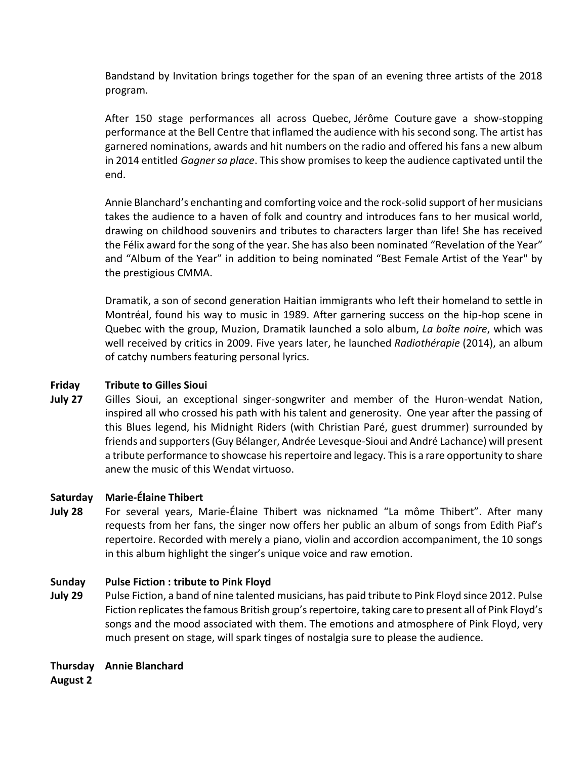Bandstand by Invitation brings together for the span of an evening three artists of the 2018 program.

After 150 stage performances all across Quebec, Jérôme Couture gave a show-stopping performance at the Bell Centre that inflamed the audience with his second song. The artist has garnered nominations, awards and hit numbers on the radio and offered his fans a new album in 2014 entitled *Gagner sa place*. This show promises to keep the audience captivated until the end.

Annie Blanchard's enchanting and comforting voice and the rock-solid support of her musicians takes the audience to a haven of folk and country and introduces fans to her musical world, drawing on childhood souvenirs and tributes to characters larger than life! She has received the Félix award for the song of the year. She has also been nominated "Revelation of the Year" and "Album of the Year" in addition to being nominated "Best Female Artist of the Year" by the prestigious CMMA.

Dramatik, a son of second generation Haitian immigrants who left their homeland to settle in Montréal, found his way to music in 1989. After garnering success on the hip-hop scene in Quebec with the group, Muzion, Dramatik launched a solo album, *La boîte noire*, which was well received by critics in 2009. Five years later, he launched *Radiothérapie* (2014), an album of catchy numbers featuring personal lyrics.

**Friday July 27** — **Tribute to Gilles Sioui**

Gilles Sioui, an exceptional singer-songwriter and member of the Huron-wendat Nation, inspired all who crossed his path with his talent and generosity. One year after the passing of this Blues legend, his Midnight Riders (with Christian Paré, guest drummer) surrounded by friends and supporters (Guy Bélanger, Andrée Levesque-Sioui and André Lachance) will present a tribute performance to showcase his repertoire and legacy. This is a rare opportunity to share anew the music of this Wendat virtuoso.

**Saturday July 28** — **Marie-Élaine Thibert**

For several years, Marie-Élaine Thibert was nicknamed "La môme Thibert". After many requests from her fans, the singer now offers her public an album of songs from Edith Piaf's repertoire. Recorded with merely a piano, violin and accordion accompaniment, the 10 songs in this album highlight the singer's unique voice and raw emotion.

**Sunday July 29** — **Pulse Fiction : tribute to Pink Floyd**

Pulse Fiction, a band of nine talented musicians, has paid tribute to Pink Floyd since 2012. Pulse Fiction replicates the famous British group's repertoire, taking care to present all of Pink Floyd's songs and the mood associated with them. The emotions and atmosphere of Pink Floyd, very much present on stage, will spark tinges of nostalgia sure to please the audience.

**Thursday August 2** — **Annie Blanchard**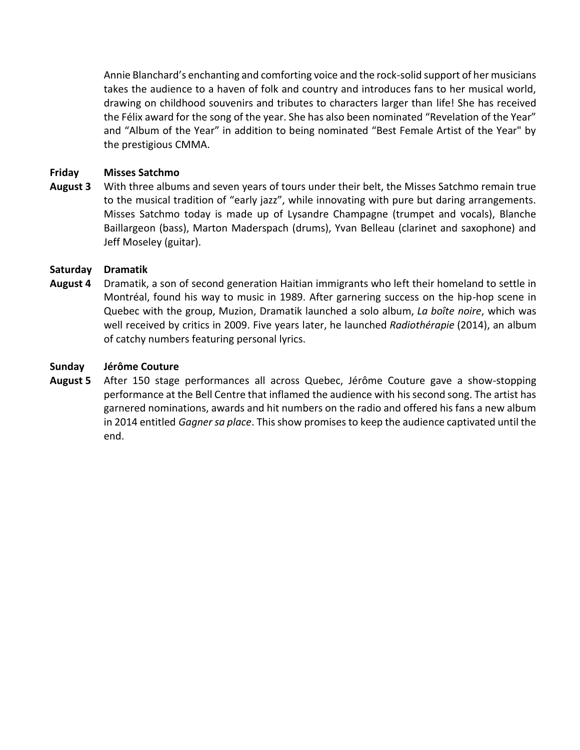Annie Blanchard's enchanting and comforting voice and the rock-solid support of her musicians takes the audience to a haven of folk and country and introduces fans to her musical world, drawing on childhood souvenirs and tributes to characters larger than life! She has received the Félix award for the song of the year. She has also been nominated "Revelation of the Year" and "Album of the Year" in addition to being nominated "Best Female Artist of the Year" by the prestigious CMMA.

**Friday August 3** — **Misses Satchmo**

With three albums and seven years of tours under their belt, the Misses Satchmo remain true to the musical tradition of "early jazz", while innovating with pure but daring arrangements. Misses Satchmo today is made up of Lysandre Champagne (trumpet and vocals), Blanche Baillargeon (bass), Marton Maderspach (drums), Yvan Belleau (clarinet and saxophone) and Jeff Moseley (guitar).

**Saturday August 4** — **Dramatik**

Dramatik, a son of second generation Haitian immigrants who left their homeland to settle in Montréal, found his way to music in 1989. After garnering success on the hip-hop scene in Quebec with the group, Muzion, Dramatik launched a solo album, *La boîte noire*, which was well received by critics in 2009. Five years later, he launched *Radiothérapie* (2014), an album of catchy numbers featuring personal lyrics.

**Sunday August 5** — **Jérôme Couture**

After 150 stage performances all across Quebec, Jérôme Couture gave a show-stopping performance at the Bell Centre that inflamed the audience with his second song. The artist has garnered nominations, awards and hit numbers on the radio and offered his fans a new album in 2014 entitled *Gagner sa place*. This show promises to keep the audience captivated until the end.